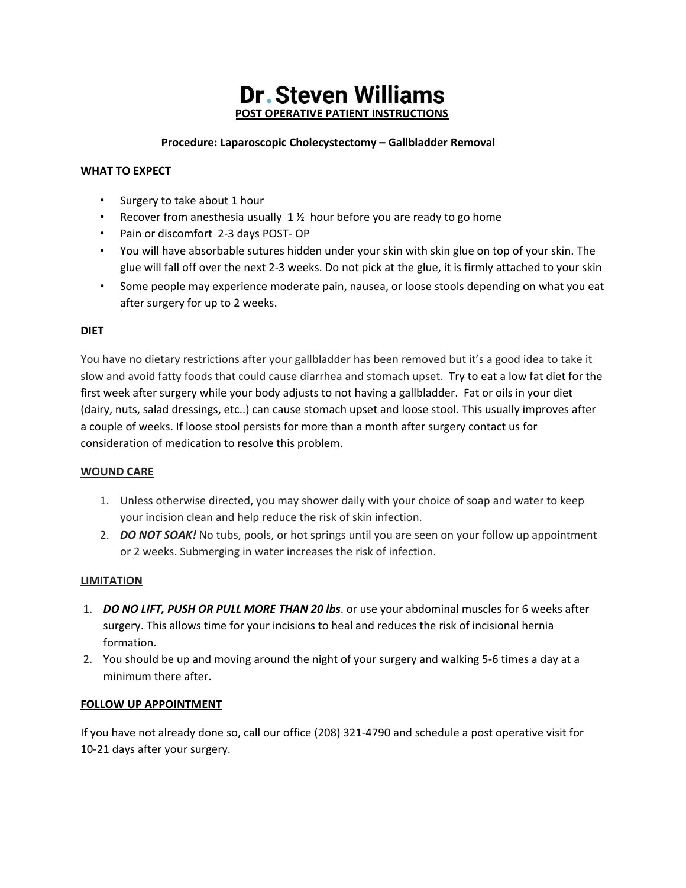# Dr. Steven Williams

## POST OPERATIVE PATIENT INSTRUCTIONS

**Procedure: Laparoscopic Cholecystectomy – Gallbladder Removal**

**WHAT TO EXPECT**

- Surgery to take about 1 hour
- Recover from anesthesia usually 1 ½ hour before you are ready to go home
- Pain or discomfort 2-3 days POST- OP
- You will have absorbable sutures hidden under your skin with skin glue on top of your skin. The glue will fall off over the next 2-3 weeks. Do not pick at the glue, it is firmly attached to your skin
- Some people may experience moderate pain, nausea, or loose stools depending on what you eat after surgery for up to 2 weeks.

**DIET**

You have no dietary restrictions after your gallbladder has been removed but it's a good idea to take it slow and avoid fatty foods that could cause diarrhea and stomach upset. Try to eat a low fat diet for the first week after surgery while your body adjusts to not having a gallbladder. Fat or oils in your diet (dairy, nuts, salad dressings, etc..) can cause stomach upset and loose stool. This usually improves after a couple of weeks. If loose stool persists for more than a month after surgery contact us for consideration of medication to resolve this problem.

**WOUND CARE**

1. Unless otherwise directed, you may shower daily with your choice of soap and water to keep your incision clean and help reduce the risk of skin infection.
2. ***DO NOT SOAK!*** No tubs, pools, or hot springs until you are seen on your follow up appointment or 2 weeks. Submerging in water increases the risk of infection.

**LIMITATION**

1. ***DO NO LIFT, PUSH OR PULL MORE THAN 20 lbs***. or use your abdominal muscles for 6 weeks after surgery. This allows time for your incisions to heal and reduces the risk of incisional hernia formation.
2. You should be up and moving around the night of your surgery and walking 5-6 times a day at a minimum there after.

**FOLLOW UP APPOINTMENT**

If you have not already done so, call our office (208) 321-4790 and schedule a post operative visit for 10-21 days after your surgery.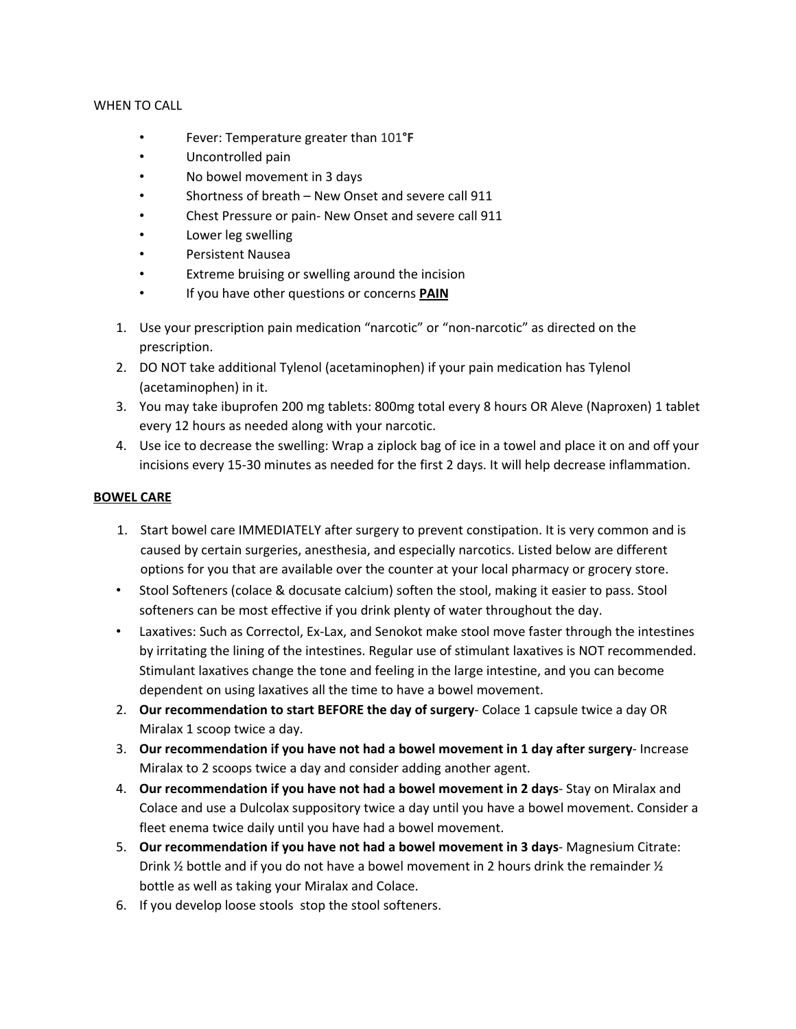WHEN TO CALL

- Fever: Temperature greater than 101°**F**
- Uncontrolled pain
- No bowel movement in 3 days
- Shortness of breath – New Onset and severe call 911
- Chest Pressure or pain- New Onset and severe call 911
- Lower leg swelling
- Persistent Nausea
- Extreme bruising or swelling around the incision
- If you have other questions or concerns **PAIN**

1. Use your prescription pain medication "narcotic" or "non-narcotic" as directed on the prescription.
2. DO NOT take additional Tylenol (acetaminophen) if your pain medication has Tylenol (acetaminophen) in it.
3. You may take ibuprofen 200 mg tablets: 800mg total every 8 hours OR Aleve (Naproxen) 1 tablet every 12 hours as needed along with your narcotic.
4. Use ice to decrease the swelling: Wrap a ziplock bag of ice in a towel and place it on and off your incisions every 15-30 minutes as needed for the first 2 days. It will help decrease inflammation.

**BOWEL CARE**

1. Start bowel care IMMEDIATELY after surgery to prevent constipation. It is very common and is caused by certain surgeries, anesthesia, and especially narcotics. Listed below are different options for you that are available over the counter at your local pharmacy or grocery store.

- Stool Softeners (colace & docusate calcium) soften the stool, making it easier to pass. Stool softeners can be most effective if you drink plenty of water throughout the day.
- Laxatives: Such as Correctol, Ex-Lax, and Senokot make stool move faster through the intestines by irritating the lining of the intestines. Regular use of stimulant laxatives is NOT recommended. Stimulant laxatives change the tone and feeling in the large intestine, and you can become dependent on using laxatives all the time to have a bowel movement.

2. **Our recommendation to start BEFORE the day of surgery**- Colace 1 capsule twice a day OR Miralax 1 scoop twice a day.
3. **Our recommendation if you have not had a bowel movement in 1 day after surgery**- Increase Miralax to 2 scoops twice a day and consider adding another agent.
4. **Our recommendation if you have not had a bowel movement in 2 days**- Stay on Miralax and Colace and use a Dulcolax suppository twice a day until you have a bowel movement. Consider a fleet enema twice daily until you have had a bowel movement.
5. **Our recommendation if you have not had a bowel movement in 3 days**- Magnesium Citrate: Drink ½ bottle and if you do not have a bowel movement in 2 hours drink the remainder ½ bottle as well as taking your Miralax and Colace.
6. If you develop loose stools stop the stool softeners.